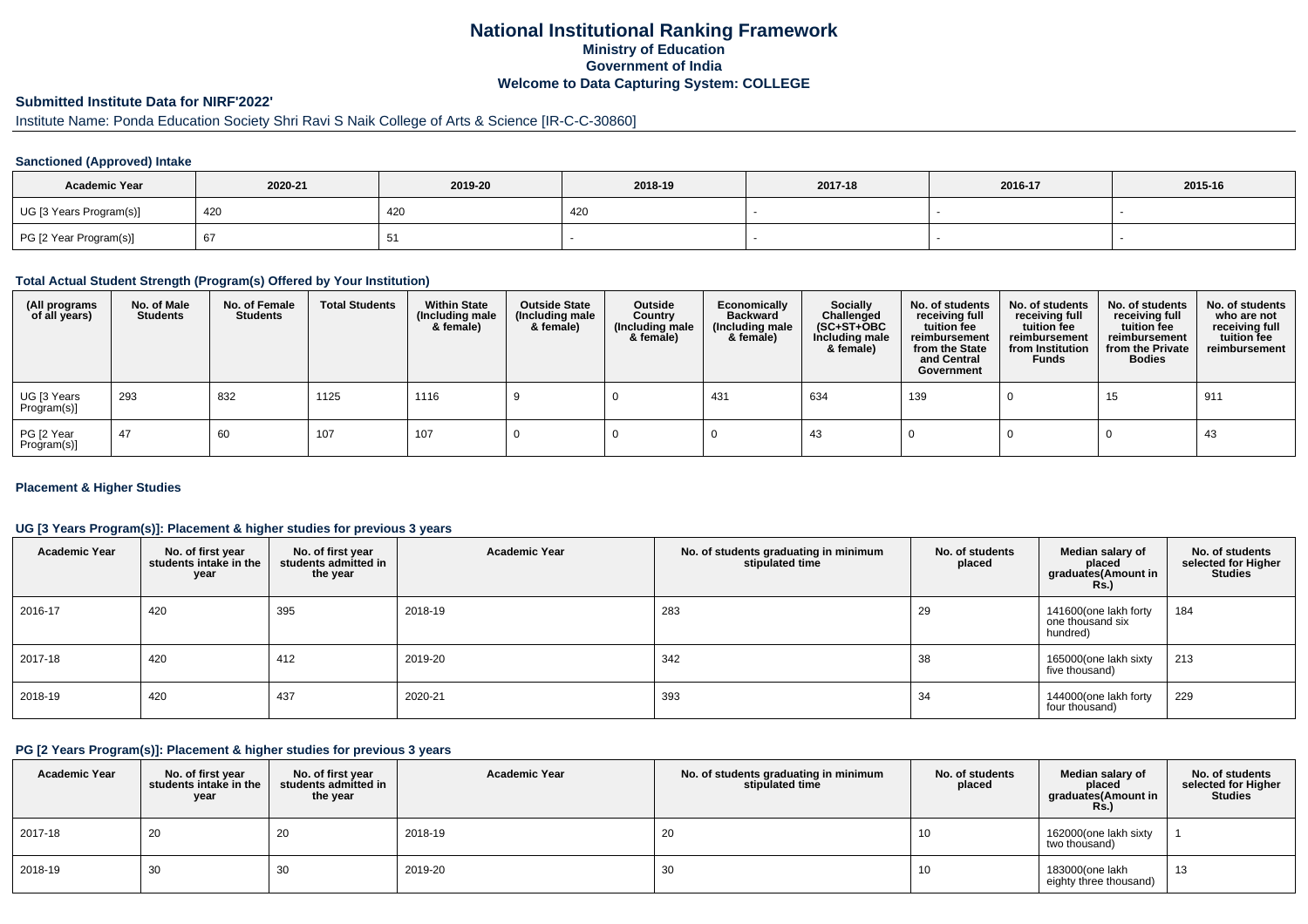# National Institutional Ranking Framework

## Ministry of Education

## Government of India

## Welcome to Data Capturing System: COLLEGE

### Submitted Institute Data for NIRF'2022'

Institute Name: Ponda Education Society Shri Ravi S Naik College of Arts & Science [IR-C-C-30860]

#### Sanctioned (Approved) Intake

| Academic Year | 2020-21 | 2019-20 | 2018-19 | 2017-18 | 2016-17 | 2015-16 |
|---|---|---|---|---|---|---|
| UG [3 Years Program(s)] | 420 | 420 | 420 | - | - | - |
| PG [2 Year Program(s)] | 67 | 51 | - | - | - | - |

#### Total Actual Student Strength (Program(s) Offered by Your Institution)

| (All programs of all years) | No. of Male Students | No. of Female Students | Total Students | Within State (Including male & female) | Outside State (Including male & female) | Outside Country (Including male & female) | Economically Backward (Including male & female) | Socially Challenged (SC+ST+OBC Including male & female) | No. of students receiving full tuition fee reimbursement from the State and Central Government | No. of students receiving full tuition fee reimbursement from Institution Funds | No. of students receiving full tuition fee reimbursement from the Private Bodies | No. of students who are not receiving full tuition fee reimbursement |
|---|---|---|---|---|---|---|---|---|---|---|---|---|
| UG [3 Years Program(s)] | 293 | 832 | 1125 | 1116 | 9 | 0 | 431 | 634 | 139 | 0 | 15 | 911 |
| PG [2 Year Program(s)] | 47 | 60 | 107 | 107 | 0 | 0 | 0 | 43 | 0 | 0 | 0 | 43 |

#### Placement & Higher Studies

#### UG [3 Years Program(s)]: Placement & higher studies for previous 3 years

| Academic Year | No. of first year students intake in the year | No. of first year students admitted in the year | Academic Year | No. of students graduating in minimum stipulated time | No. of students placed | Median salary of placed graduates(Amount in Rs.) | No. of students selected for Higher Studies |
|---|---|---|---|---|---|---|---|
| 2016-17 | 420 | 395 | 2018-19 | 283 | 29 | 141600(one lakh forty one thousand six hundred) | 184 |
| 2017-18 | 420 | 412 | 2019-20 | 342 | 38 | 165000(one lakh sixty five thousand) | 213 |
| 2018-19 | 420 | 437 | 2020-21 | 393 | 34 | 144000(one lakh forty four thousand) | 229 |

#### PG [2 Years Program(s)]: Placement & higher studies for previous 3 years

| Academic Year | No. of first year students intake in the year | No. of first year students admitted in the year | Academic Year | No. of students graduating in minimum stipulated time | No. of students placed | Median salary of placed graduates(Amount in Rs.) | No. of students selected for Higher Studies |
|---|---|---|---|---|---|---|---|
| 2017-18 | 20 | 20 | 2018-19 | 20 | 10 | 162000(one lakh sixty two thousand) | 1 |
| 2018-19 | 30 | 30 | 2019-20 | 30 | 10 | 183000(one lakh eighty three thousand) | 13 |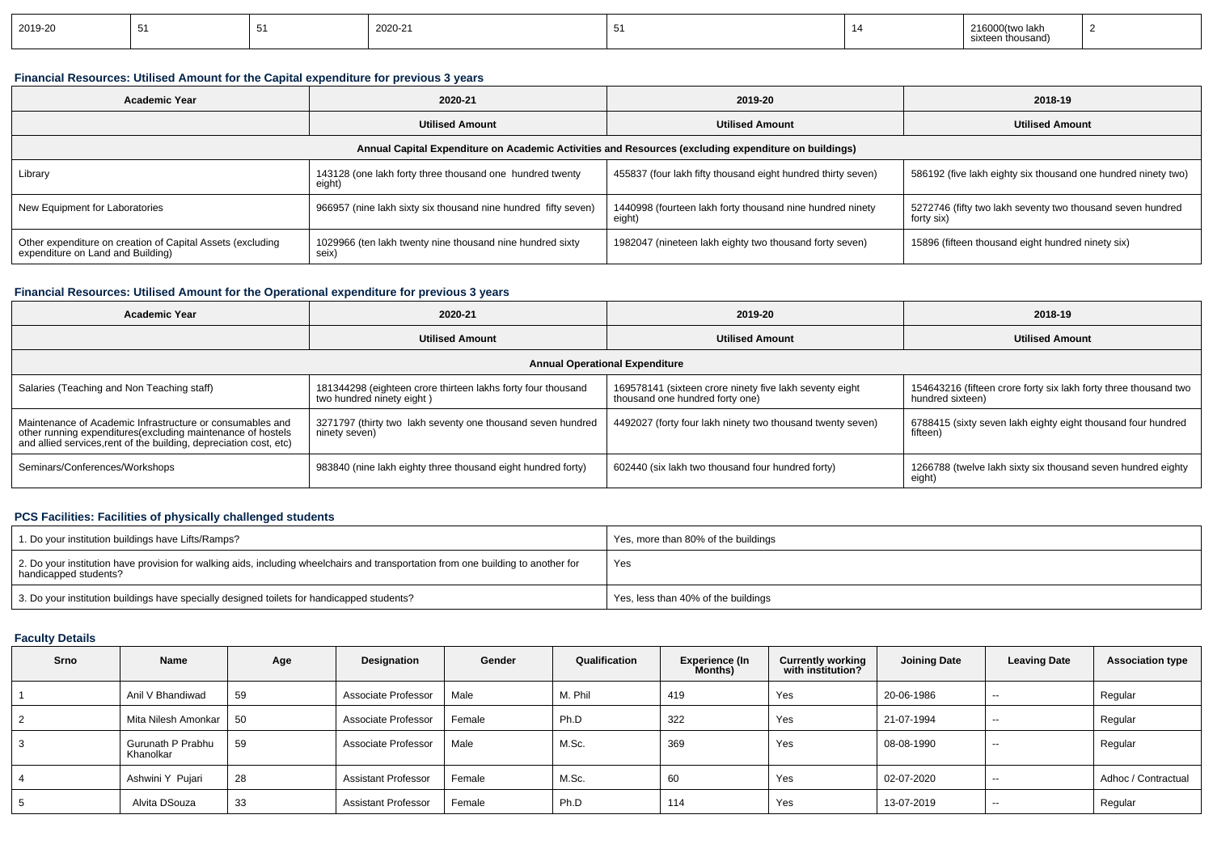| 2019-20 | 51 | 51 | 2020-21 | 51 | 14 | 216000(two lakh sixteen thousand) | 2 |
|---|---|---|---|---|---|---|---|

### Financial Resources: Utilised Amount for the Capital expenditure for previous 3 years

| Academic Year | 2020-21 | 2019-20 | 2018-19 |
|---|---|---|---|
| | Utilised Amount | Utilised Amount | Utilised Amount |
| Annual Capital Expenditure on Academic Activities and Resources (excluding expenditure on buildings) | | | |
| Library | 143128 (one lakh forty three thousand one hundred twenty eight) | 455837 (four lakh fifty thousand eight hundred thirty seven) | 586192 (five lakh eighty six thousand one hundred ninety two) |
| New Equipment for Laboratories | 966957 (nine lakh sixty six thousand nine hundred fifty seven) | 1440998 (fourteen lakh forty thousand nine hundred ninety eight) | 5272746 (fifty two lakh seventy two thousand seven hundred forty six) |
| Other expenditure on creation of Capital Assets (excluding expenditure on Land and Building) | 1029966 (ten lakh twenty nine thousand nine hundred sixty seix) | 1982047 (nineteen lakh eighty two thousand forty seven) | 15896 (fifteen thousand eight hundred ninety six) |

### Financial Resources: Utilised Amount for the Operational expenditure for previous 3 years

| Academic Year | 2020-21 | 2019-20 | 2018-19 |
|---|---|---|---|
| | Utilised Amount | Utilised Amount | Utilised Amount |
| Annual Operational Expenditure | | | |
| Salaries (Teaching and Non Teaching staff) | 181344298 (eighteen crore thirteen lakhs forty four thousand two hundred ninety eight ) | 169578141 (sixteen crore ninety five lakh seventy eight thousand one hundred forty one) | 154643216 (fifteen crore forty six lakh forty three thousand two hundred sixteen) |
| Maintenance of Academic Infrastructure or consumables and other running expenditures(excluding maintenance of hostels and allied services,rent of the building, depreciation cost, etc) | 3271797 (thirty two lakh seventy one thousand seven hundred ninety seven) | 4492027 (forty four lakh ninety two thousand twenty seven) | 6788415 (sixty seven lakh eighty eight thousand four hundred fifteen) |
| Seminars/Conferences/Workshops | 983840 (nine lakh eighty three thousand eight hundred forty) | 602440 (six lakh two thousand four hundred forty) | 1266788 (twelve lakh sixty six thousand seven hundred eighty eight) |

### PCS Facilities: Facilities of physically challenged students

| | |
|---|---|
| 1. Do your institution buildings have Lifts/Ramps? | Yes, more than 80% of the buildings |
| 2. Do your institution have provision for walking aids, including wheelchairs and transportation from one building to another for handicapped students? | Yes |
| 3. Do your institution buildings have specially designed toilets for handicapped students? | Yes, less than 40% of the buildings |

### Faculty Details

| Srno | Name | Age | Designation | Gender | Qualification | Experience (In Months) | Currently working with institution? | Joining Date | Leaving Date | Association type |
|---|---|---|---|---|---|---|---|---|---|---|
| 1 | Anil V Bhandiwad | 59 | Associate Professor | Male | M. Phil | 419 | Yes | 20-06-1986 | -- | Regular |
| 2 | Mita Nilesh Amonkar | 50 | Associate Professor | Female | Ph.D | 322 | Yes | 21-07-1994 | -- | Regular |
| 3 | Gurunath P Prabhu Khanolkar | 59 | Associate Professor | Male | M.Sc. | 369 | Yes | 08-08-1990 | -- | Regular |
| 4 | Ashwini Y Pujari | 28 | Assistant Professor | Female | M.Sc. | 60 | Yes | 02-07-2020 | -- | Adhoc / Contractual |
| 5 | Alvita DSouza | 33 | Assistant Professor | Female | Ph.D | 114 | Yes | 13-07-2019 | -- | Regular |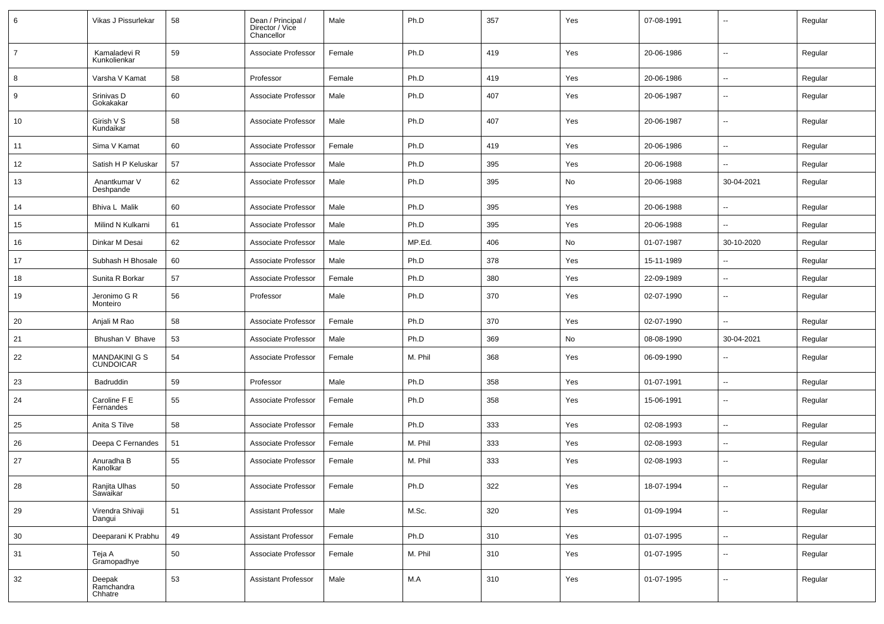| 6 | Vikas J Pissurlekar | 58 | Dean / Principal / Director / Vice Chancellor | Male | Ph.D | 357 | Yes | 07-08-1991 | -- | Regular |
|---|---|---|---|---|---|---|---|---|---|---|
| 7 | Kamaladevi R Kunkolienkar | 59 | Associate Professor | Female | Ph.D | 419 | Yes | 20-06-1986 | -- | Regular |
| 8 | Varsha V Kamat | 58 | Professor | Female | Ph.D | 419 | Yes | 20-06-1986 | -- | Regular |
| 9 | Srinivas D Gokakakar | 60 | Associate Professor | Male | Ph.D | 407 | Yes | 20-06-1987 | -- | Regular |
| 10 | Girish V S Kundaikar | 58 | Associate Professor | Male | Ph.D | 407 | Yes | 20-06-1987 | -- | Regular |
| 11 | Sima V Kamat | 60 | Associate Professor | Female | Ph.D | 419 | Yes | 20-06-1986 | -- | Regular |
| 12 | Satish H P Keluskar | 57 | Associate Professor | Male | Ph.D | 395 | Yes | 20-06-1988 | -- | Regular |
| 13 | Anantkumar V Deshpande | 62 | Associate Professor | Male | Ph.D | 395 | No | 20-06-1988 | 30-04-2021 | Regular |
| 14 | Bhiva L Malik | 60 | Associate Professor | Male | Ph.D | 395 | Yes | 20-06-1988 | -- | Regular |
| 15 | Milind N Kulkarni | 61 | Associate Professor | Male | Ph.D | 395 | Yes | 20-06-1988 | -- | Regular |
| 16 | Dinkar M Desai | 62 | Associate Professor | Male | MP.Ed. | 406 | No | 01-07-1987 | 30-10-2020 | Regular |
| 17 | Subhash H Bhosale | 60 | Associate Professor | Male | Ph.D | 378 | Yes | 15-11-1989 | -- | Regular |
| 18 | Sunita R Borkar | 57 | Associate Professor | Female | Ph.D | 380 | Yes | 22-09-1989 | -- | Regular |
| 19 | Jeronimo G R Monteiro | 56 | Professor | Male | Ph.D | 370 | Yes | 02-07-1990 | -- | Regular |
| 20 | Anjali M Rao | 58 | Associate Professor | Female | Ph.D | 370 | Yes | 02-07-1990 | -- | Regular |
| 21 | Bhushan V Bhave | 53 | Associate Professor | Male | Ph.D | 369 | No | 08-08-1990 | 30-04-2021 | Regular |
| 22 | MANDAKINI G S CUNDOICAR | 54 | Associate Professor | Female | M. Phil | 368 | Yes | 06-09-1990 | -- | Regular |
| 23 | Badruddin | 59 | Professor | Male | Ph.D | 358 | Yes | 01-07-1991 | -- | Regular |
| 24 | Caroline F E Fernandes | 55 | Associate Professor | Female | Ph.D | 358 | Yes | 15-06-1991 | -- | Regular |
| 25 | Anita S Tilve | 58 | Associate Professor | Female | Ph.D | 333 | Yes | 02-08-1993 | -- | Regular |
| 26 | Deepa C Fernandes | 51 | Associate Professor | Female | M. Phil | 333 | Yes | 02-08-1993 | -- | Regular |
| 27 | Anuradha B Kanolkar | 55 | Associate Professor | Female | M. Phil | 333 | Yes | 02-08-1993 | -- | Regular |
| 28 | Ranjita Ulhas Sawaikar | 50 | Associate Professor | Female | Ph.D | 322 | Yes | 18-07-1994 | -- | Regular |
| 29 | Virendra Shivaji Dangui | 51 | Assistant Professor | Male | M.Sc. | 320 | Yes | 01-09-1994 | -- | Regular |
| 30 | Deeparani K Prabhu | 49 | Assistant Professor | Female | Ph.D | 310 | Yes | 01-07-1995 | -- | Regular |
| 31 | Teja A Gramopadhye | 50 | Associate Professor | Female | M. Phil | 310 | Yes | 01-07-1995 | -- | Regular |
| 32 | Deepak Ramchandra Chhatre | 53 | Assistant Professor | Male | M.A | 310 | Yes | 01-07-1995 | -- | Regular |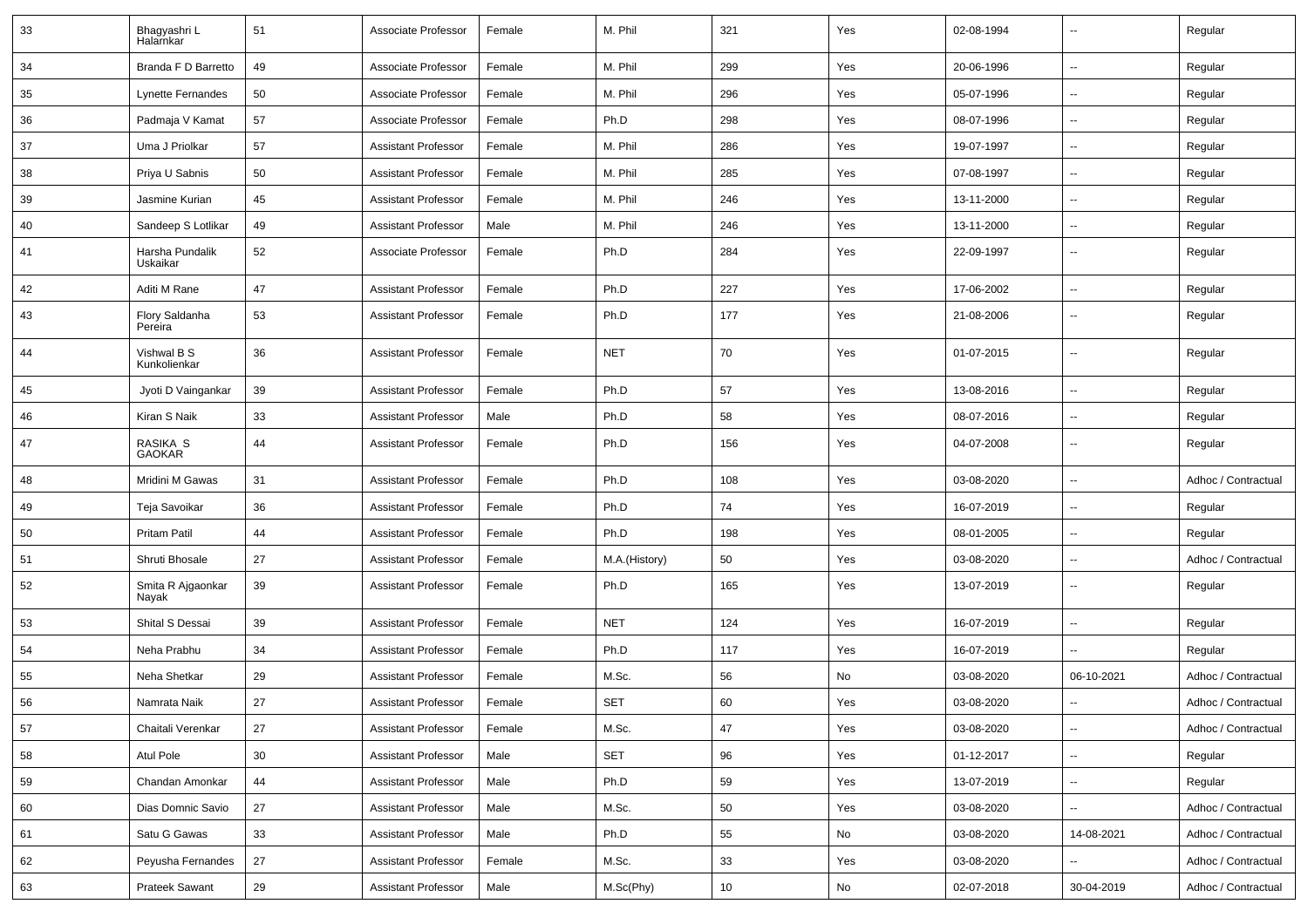| 33 | Bhagyashri L Halarnkar | 51 | Associate Professor | Female | M. Phil | 321 | Yes | 02-08-1994 | -- | Regular |
|---|---|---|---|---|---|---|---|---|---|---|
| 34 | Branda F D Barretto | 49 | Associate Professor | Female | M. Phil | 299 | Yes | 20-06-1996 | -- | Regular |
| 35 | Lynette Fernandes | 50 | Associate Professor | Female | M. Phil | 296 | Yes | 05-07-1996 | -- | Regular |
| 36 | Padmaja V Kamat | 57 | Associate Professor | Female | Ph.D | 298 | Yes | 08-07-1996 | -- | Regular |
| 37 | Uma J Priolkar | 57 | Assistant Professor | Female | M. Phil | 286 | Yes | 19-07-1997 | -- | Regular |
| 38 | Priya U Sabnis | 50 | Assistant Professor | Female | M. Phil | 285 | Yes | 07-08-1997 | -- | Regular |
| 39 | Jasmine Kurian | 45 | Assistant Professor | Female | M. Phil | 246 | Yes | 13-11-2000 | -- | Regular |
| 40 | Sandeep S Lotlikar | 49 | Assistant Professor | Male | M. Phil | 246 | Yes | 13-11-2000 | -- | Regular |
| 41 | Harsha Pundalik Uskaikar | 52 | Associate Professor | Female | Ph.D | 284 | Yes | 22-09-1997 | -- | Regular |
| 42 | Aditi M Rane | 47 | Assistant Professor | Female | Ph.D | 227 | Yes | 17-06-2002 | -- | Regular |
| 43 | Flory Saldanha Pereira | 53 | Assistant Professor | Female | Ph.D | 177 | Yes | 21-08-2006 | -- | Regular |
| 44 | Vishwal B S Kunkolienkar | 36 | Assistant Professor | Female | NET | 70 | Yes | 01-07-2015 | -- | Regular |
| 45 | Jyoti D Vaingankar | 39 | Assistant Professor | Female | Ph.D | 57 | Yes | 13-08-2016 | -- | Regular |
| 46 | Kiran S Naik | 33 | Assistant Professor | Male | Ph.D | 58 | Yes | 08-07-2016 | -- | Regular |
| 47 | RASIKA S GAOKAR | 44 | Assistant Professor | Female | Ph.D | 156 | Yes | 04-07-2008 | -- | Regular |
| 48 | Mridini M Gawas | 31 | Assistant Professor | Female | Ph.D | 108 | Yes | 03-08-2020 | -- | Adhoc / Contractual |
| 49 | Teja Savoikar | 36 | Assistant Professor | Female | Ph.D | 74 | Yes | 16-07-2019 | -- | Regular |
| 50 | Pritam Patil | 44 | Assistant Professor | Female | Ph.D | 198 | Yes | 08-01-2005 | -- | Regular |
| 51 | Shruti Bhosale | 27 | Assistant Professor | Female | M.A.(History) | 50 | Yes | 03-08-2020 | -- | Adhoc / Contractual |
| 52 | Smita R Ajgaonkar Nayak | 39 | Assistant Professor | Female | Ph.D | 165 | Yes | 13-07-2019 | -- | Regular |
| 53 | Shital S Dessai | 39 | Assistant Professor | Female | NET | 124 | Yes | 16-07-2019 | -- | Regular |
| 54 | Neha Prabhu | 34 | Assistant Professor | Female | Ph.D | 117 | Yes | 16-07-2019 | -- | Regular |
| 55 | Neha Shetkar | 29 | Assistant Professor | Female | M.Sc. | 56 | No | 03-08-2020 | 06-10-2021 | Adhoc / Contractual |
| 56 | Namrata Naik | 27 | Assistant Professor | Female | SET | 60 | Yes | 03-08-2020 | -- | Adhoc / Contractual |
| 57 | Chaitali Verenkar | 27 | Assistant Professor | Female | M.Sc. | 47 | Yes | 03-08-2020 | -- | Adhoc / Contractual |
| 58 | Atul Pole | 30 | Assistant Professor | Male | SET | 96 | Yes | 01-12-2017 | -- | Regular |
| 59 | Chandan Amonkar | 44 | Assistant Professor | Male | Ph.D | 59 | Yes | 13-07-2019 | -- | Regular |
| 60 | Dias Domnic Savio | 27 | Assistant Professor | Male | M.Sc. | 50 | Yes | 03-08-2020 | -- | Adhoc / Contractual |
| 61 | Satu G Gawas | 33 | Assistant Professor | Male | Ph.D | 55 | No | 03-08-2020 | 14-08-2021 | Adhoc / Contractual |
| 62 | Peyusha Fernandes | 27 | Assistant Professor | Female | M.Sc. | 33 | Yes | 03-08-2020 | -- | Adhoc / Contractual |
| 63 | Prateek Sawant | 29 | Assistant Professor | Male | M.Sc(Phy) | 10 | No | 02-07-2018 | 30-04-2019 | Adhoc / Contractual |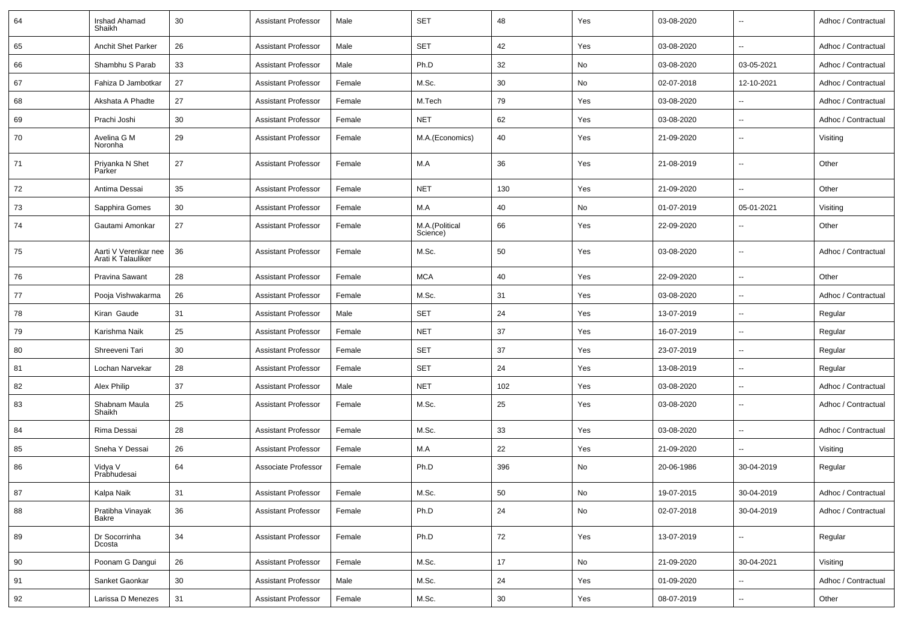| 64 | Irshad Ahamad Shaikh | 30 | Assistant Professor | Male | SET | 48 | Yes | 03-08-2020 | -- | Adhoc / Contractual |
|---|---|---|---|---|---|---|---|---|---|---|
| 65 | Anchit Shet Parker | 26 | Assistant Professor | Male | SET | 42 | Yes | 03-08-2020 | -- | Adhoc / Contractual |
| 66 | Shambhu S Parab | 33 | Assistant Professor | Male | Ph.D | 32 | No | 03-08-2020 | 03-05-2021 | Adhoc / Contractual |
| 67 | Fahiza D Jambotkar | 27 | Assistant Professor | Female | M.Sc. | 30 | No | 02-07-2018 | 12-10-2021 | Adhoc / Contractual |
| 68 | Akshata A Phadte | 27 | Assistant Professor | Female | M.Tech | 79 | Yes | 03-08-2020 | -- | Adhoc / Contractual |
| 69 | Prachi Joshi | 30 | Assistant Professor | Female | NET | 62 | Yes | 03-08-2020 | -- | Adhoc / Contractual |
| 70 | Avelina G M Noronha | 29 | Assistant Professor | Female | M.A.(Economics) | 40 | Yes | 21-09-2020 | -- | Visiting |
| 71 | Priyanka N Shet Parker | 27 | Assistant Professor | Female | M.A | 36 | Yes | 21-08-2019 | -- | Other |
| 72 | Antima Dessai | 35 | Assistant Professor | Female | NET | 130 | Yes | 21-09-2020 | -- | Other |
| 73 | Sapphira Gomes | 30 | Assistant Professor | Female | M.A | 40 | No | 01-07-2019 | 05-01-2021 | Visiting |
| 74 | Gautami Amonkar | 27 | Assistant Professor | Female | M.A.(Political Science) | 66 | Yes | 22-09-2020 | -- | Other |
| 75 | Aarti V Verenkar nee Arati K Talauliker | 36 | Assistant Professor | Female | M.Sc. | 50 | Yes | 03-08-2020 | -- | Adhoc / Contractual |
| 76 | Pravina Sawant | 28 | Assistant Professor | Female | MCA | 40 | Yes | 22-09-2020 | -- | Other |
| 77 | Pooja Vishwakarma | 26 | Assistant Professor | Female | M.Sc. | 31 | Yes | 03-08-2020 | -- | Adhoc / Contractual |
| 78 | Kiran Gaude | 31 | Assistant Professor | Male | SET | 24 | Yes | 13-07-2019 | -- | Regular |
| 79 | Karishma Naik | 25 | Assistant Professor | Female | NET | 37 | Yes | 16-07-2019 | -- | Regular |
| 80 | Shreeveni Tari | 30 | Assistant Professor | Female | SET | 37 | Yes | 23-07-2019 | -- | Regular |
| 81 | Lochan Narvekar | 28 | Assistant Professor | Female | SET | 24 | Yes | 13-08-2019 | -- | Regular |
| 82 | Alex Philip | 37 | Assistant Professor | Male | NET | 102 | Yes | 03-08-2020 | -- | Adhoc / Contractual |
| 83 | Shabnam Maula Shaikh | 25 | Assistant Professor | Female | M.Sc. | 25 | Yes | 03-08-2020 | -- | Adhoc / Contractual |
| 84 | Rima Dessai | 28 | Assistant Professor | Female | M.Sc. | 33 | Yes | 03-08-2020 | -- | Adhoc / Contractual |
| 85 | Sneha Y Dessai | 26 | Assistant Professor | Female | M.A | 22 | Yes | 21-09-2020 | -- | Visiting |
| 86 | Vidya V Prabhudesai | 64 | Associate Professor | Female | Ph.D | 396 | No | 20-06-1986 | 30-04-2019 | Regular |
| 87 | Kalpa Naik | 31 | Assistant Professor | Female | M.Sc. | 50 | No | 19-07-2015 | 30-04-2019 | Adhoc / Contractual |
| 88 | Pratibha Vinayak Bakre | 36 | Assistant Professor | Female | Ph.D | 24 | No | 02-07-2018 | 30-04-2019 | Adhoc / Contractual |
| 89 | Dr Socorrinha Dcosta | 34 | Assistant Professor | Female | Ph.D | 72 | Yes | 13-07-2019 | -- | Regular |
| 90 | Poonam G Dangui | 26 | Assistant Professor | Female | M.Sc. | 17 | No | 21-09-2020 | 30-04-2021 | Visiting |
| 91 | Sanket Gaonkar | 30 | Assistant Professor | Male | M.Sc. | 24 | Yes | 01-09-2020 | -- | Adhoc / Contractual |
| 92 | Larissa D Menezes | 31 | Assistant Professor | Female | M.Sc. | 30 | Yes | 08-07-2019 | -- | Other |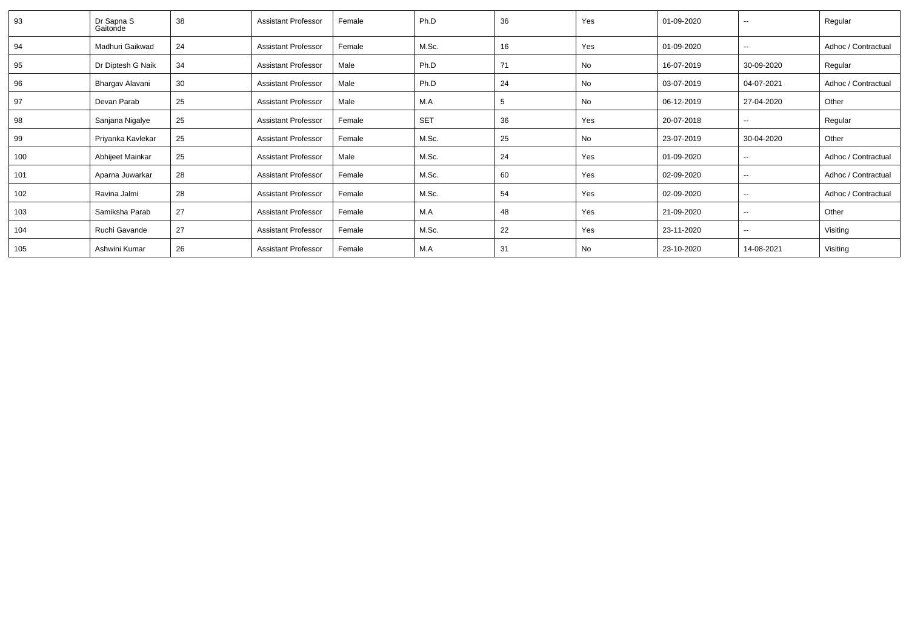| | | | | | | | | | | |
|---|---|---|---|---|---|---|---|---|---|---|
| 93 | Dr Sapna S Gaitonde | 38 | Assistant Professor | Female | Ph.D | 36 | Yes | 01-09-2020 | -- | Regular |
| 94 | Madhuri Gaikwad | 24 | Assistant Professor | Female | M.Sc. | 16 | Yes | 01-09-2020 | -- | Adhoc / Contractual |
| 95 | Dr Diptesh G Naik | 34 | Assistant Professor | Male | Ph.D | 71 | No | 16-07-2019 | 30-09-2020 | Regular |
| 96 | Bhargav Alavani | 30 | Assistant Professor | Male | Ph.D | 24 | No | 03-07-2019 | 04-07-2021 | Adhoc / Contractual |
| 97 | Devan Parab | 25 | Assistant Professor | Male | M.A | 5 | No | 06-12-2019 | 27-04-2020 | Other |
| 98 | Sanjana Nigalye | 25 | Assistant Professor | Female | SET | 36 | Yes | 20-07-2018 | -- | Regular |
| 99 | Priyanka Kavlekar | 25 | Assistant Professor | Female | M.Sc. | 25 | No | 23-07-2019 | 30-04-2020 | Other |
| 100 | Abhijeet Mainkar | 25 | Assistant Professor | Male | M.Sc. | 24 | Yes | 01-09-2020 | -- | Adhoc / Contractual |
| 101 | Aparna Juwarkar | 28 | Assistant Professor | Female | M.Sc. | 60 | Yes | 02-09-2020 | -- | Adhoc / Contractual |
| 102 | Ravina Jalmi | 28 | Assistant Professor | Female | M.Sc. | 54 | Yes | 02-09-2020 | -- | Adhoc / Contractual |
| 103 | Samiksha Parab | 27 | Assistant Professor | Female | M.A | 48 | Yes | 21-09-2020 | -- | Other |
| 104 | Ruchi Gavande | 27 | Assistant Professor | Female | M.Sc. | 22 | Yes | 23-11-2020 | -- | Visiting |
| 105 | Ashwini Kumar | 26 | Assistant Professor | Female | M.A | 31 | No | 23-10-2020 | 14-08-2021 | Visiting |